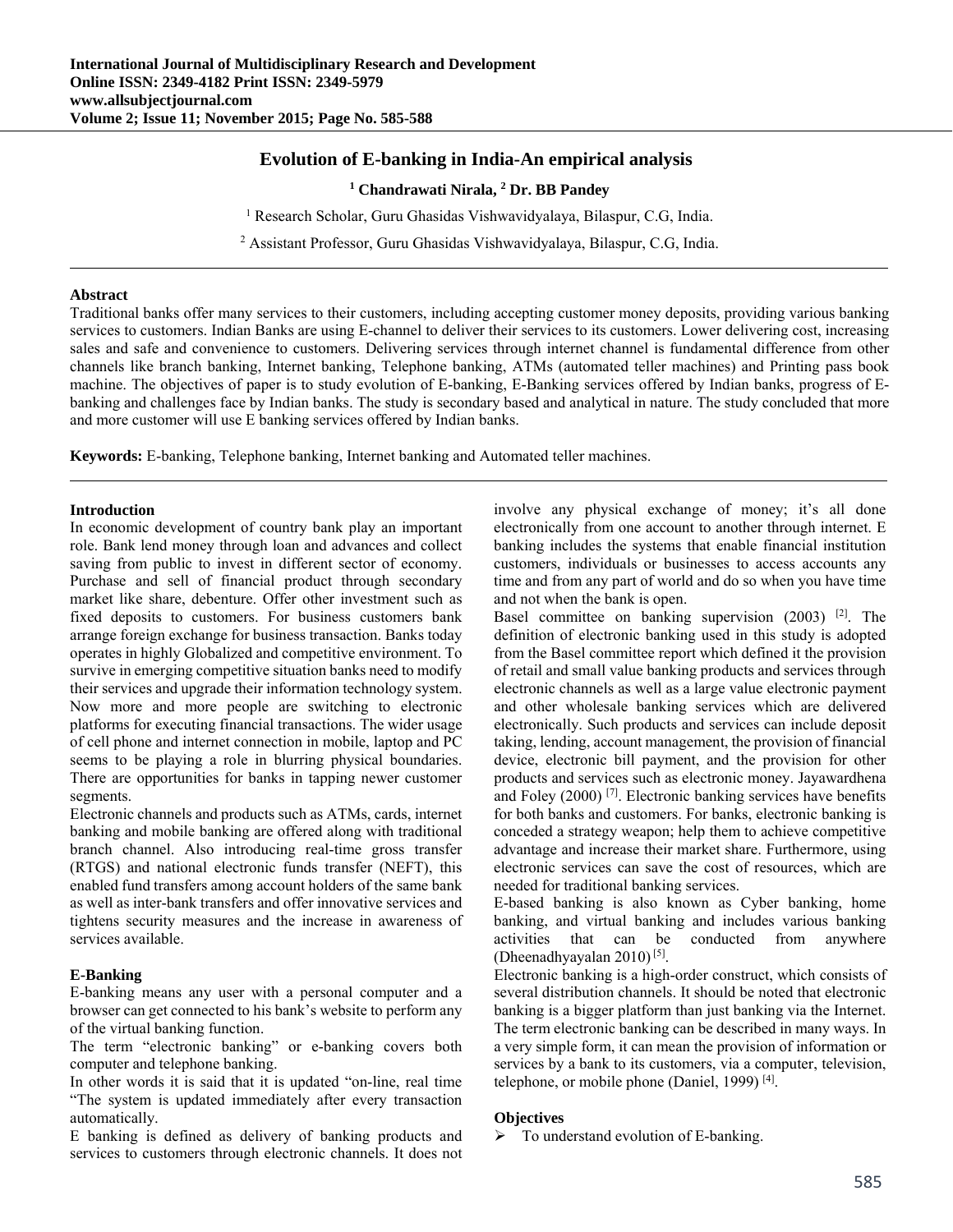# Evolution of E-banking in India-An empirical analysis

**[1] Chandrawati Nirala, [2] Dr. BB Pandey**

[1] Research Scholar, Guru Ghasidas Vishwavidyalaya, Bilaspur, C.G, India.

[2] Assistant Professor, Guru Ghasidas Vishwavidyalaya, Bilaspur, C.G, India.

---

### Abstract

Traditional banks offer many services to their customers, including accepting customer money deposits, providing various banking services to customers. Indian Banks are using E-channel to deliver their services to its customers. Lower delivering cost, increasing sales and safe and convenience to customers. Delivering services through internet channel is fundamental difference from other channels like branch banking, Internet banking, Telephone banking, ATMs (automated teller machines) and Printing pass book machine. The objectives of paper is to study evolution of E-banking, E-Banking services offered by Indian banks, progress of E-banking and challenges face by Indian banks. The study is secondary based and analytical in nature. The study concluded that more and more customer will use E banking services offered by Indian banks.

**Keywords:** E-banking, Telephone banking, Internet banking and Automated teller machines.

---

### Introduction

In economic development of country bank play an important role. Bank lend money through loan and advances and collect saving from public to invest in different sector of economy. Purchase and sell of financial product through secondary market like share, debenture. Offer other investment such as fixed deposits to customers. For business customers bank arrange foreign exchange for business transaction. Banks today operates in highly Globalized and competitive environment. To survive in emerging competitive situation banks need to modify their services and upgrade their information technology system. Now more and more people are switching to electronic platforms for executing financial transactions. The wider usage of cell phone and internet connection in mobile, laptop and PC seems to be playing a role in blurring physical boundaries. There are opportunities for banks in tapping newer customer segments.

Electronic channels and products such as ATMs, cards, internet banking and mobile banking are offered along with traditional branch channel. Also introducing real-time gross transfer (RTGS) and national electronic funds transfer (NEFT), this enabled fund transfers among account holders of the same bank as well as inter-bank transfers and offer innovative services and tightens security measures and the increase in awareness of services available.

### E-Banking

E-banking means any user with a personal computer and a browser can get connected to his bank's website to perform any of the virtual banking function.

The term "electronic banking" or e-banking covers both computer and telephone banking.

In other words it is said that it is updated "on-line, real time "The system is updated immediately after every transaction automatically.

E banking is defined as delivery of banking products and services to customers through electronic channels. It does not involve any physical exchange of money; it's all done electronically from one account to another through internet. E banking includes the systems that enable financial institution customers, individuals or businesses to access accounts any time and from any part of world and do so when you have time and not when the bank is open.

Basel committee on banking supervision (2003) [2]. The definition of electronic banking used in this study is adopted from the Basel committee report which defined it the provision of retail and small value banking products and services through electronic channels as well as a large value electronic payment and other wholesale banking services which are delivered electronically. Such products and services can include deposit taking, lending, account management, the provision of financial device, electronic bill payment, and the provision for other products and services such as electronic money. Jayawardhena and Foley (2000) [7]. Electronic banking services have benefits for both banks and customers. For banks, electronic banking is conceded a strategy weapon; help them to achieve competitive advantage and increase their market share. Furthermore, using electronic services can save the cost of resources, which are needed for traditional banking services.

E-based banking is also known as Cyber banking, home banking, and virtual banking and includes various banking activities that can be conducted from anywhere (Dheenadhyayalan 2010) [5].

Electronic banking is a high-order construct, which consists of several distribution channels. It should be noted that electronic banking is a bigger platform than just banking via the Internet. The term electronic banking can be described in many ways. In a very simple form, it can mean the provision of information or services by a bank to its customers, via a computer, television, telephone, or mobile phone (Daniel, 1999) [4].

### Objectives

- To understand evolution of E-banking.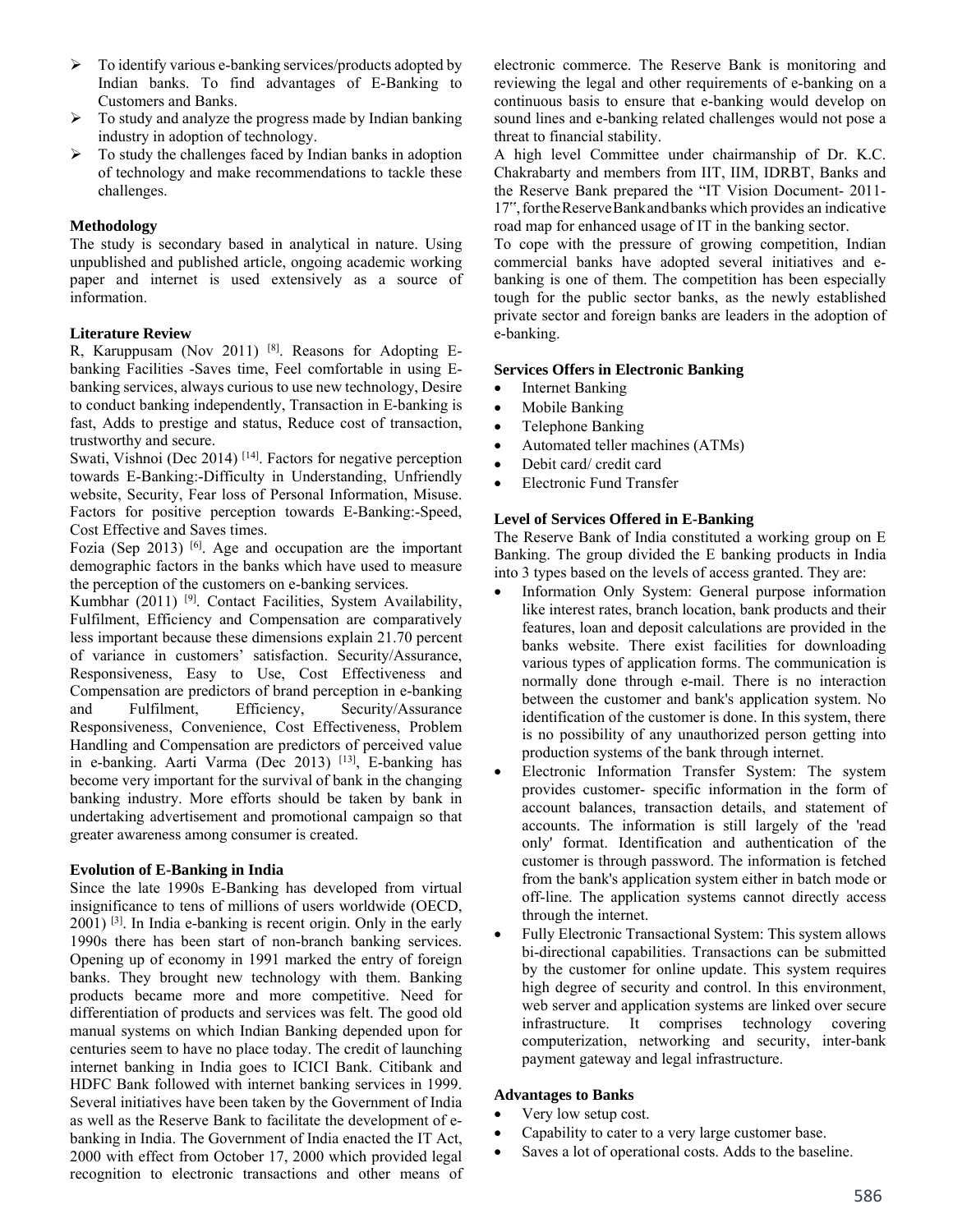- To identify various e-banking services/products adopted by Indian banks. To find advantages of E-Banking to Customers and Banks.
- To study and analyze the progress made by Indian banking industry in adoption of technology.
- To study the challenges faced by Indian banks in adoption of technology and make recommendations to tackle these challenges.

### Methodology

The study is secondary based in analytical in nature. Using unpublished and published article, ongoing academic working paper and internet is used extensively as a source of information.

### Literature Review

R, Karuppusam (Nov 2011) [8]. Reasons for Adopting E-banking Facilities -Saves time, Feel comfortable in using E-banking services, always curious to use new technology, Desire to conduct banking independently, Transaction in E-banking is fast, Adds to prestige and status, Reduce cost of transaction, trustworthy and secure.

Swati, Vishnoi (Dec 2014) [14]. Factors for negative perception towards E-Banking:-Difficulty in Understanding, Unfriendly website, Security, Fear loss of Personal Information, Misuse. Factors for positive perception towards E-Banking:-Speed, Cost Effective and Saves times.

Fozia (Sep 2013) [6]. Age and occupation are the important demographic factors in the banks which have used to measure the perception of the customers on e-banking services.

Kumbhar (2011) [9]. Contact Facilities, System Availability, Fulfilment, Efficiency and Compensation are comparatively less important because these dimensions explain 21.70 percent of variance in customers' satisfaction. Security/Assurance, Responsiveness, Easy to Use, Cost Effectiveness and Compensation are predictors of brand perception in e-banking and Fulfilment, Efficiency, Security/Assurance Responsiveness, Convenience, Cost Effectiveness, Problem Handling and Compensation are predictors of perceived value in e-banking. Aarti Varma (Dec 2013) [13], E-banking has become very important for the survival of bank in the changing banking industry. More efforts should be taken by bank in undertaking advertisement and promotional campaign so that greater awareness among consumer is created.

### Evolution of E-Banking in India

Since the late 1990s E-Banking has developed from virtual insignificance to tens of millions of users worldwide (OECD, 2001) [3]. In India e-banking is recent origin. Only in the early 1990s there has been start of non-branch banking services. Opening up of economy in 1991 marked the entry of foreign banks. They brought new technology with them. Banking products became more and more competitive. Need for differentiation of products and services was felt. The good old manual systems on which Indian Banking depended upon for centuries seem to have no place today. The credit of launching internet banking in India goes to ICICI Bank. Citibank and HDFC Bank followed with internet banking services in 1999. Several initiatives have been taken by the Government of India as well as the Reserve Bank to facilitate the development of e-banking in India. The Government of India enacted the IT Act, 2000 with effect from October 17, 2000 which provided legal recognition to electronic transactions and other means of electronic commerce. The Reserve Bank is monitoring and reviewing the legal and other requirements of e-banking on a continuous basis to ensure that e-banking would develop on sound lines and e-banking related challenges would not pose a threat to financial stability.

A high level Committee under chairmanship of Dr. K.C. Chakrabarty and members from IIT, IIM, IDRBT, Banks and the Reserve Bank prepared the "IT Vision Document- 2011-17", for the Reserve Bank and banks which provides an indicative road map for enhanced usage of IT in the banking sector.

To cope with the pressure of growing competition, Indian commercial banks have adopted several initiatives and e-banking is one of them. The competition has been especially tough for the public sector banks, as the newly established private sector and foreign banks are leaders in the adoption of e-banking.

### Services Offers in Electronic Banking

- Internet Banking
- Mobile Banking
- Telephone Banking
- Automated teller machines (ATMs)
- Debit card/ credit card
- Electronic Fund Transfer

### Level of Services Offered in E-Banking

The Reserve Bank of India constituted a working group on E Banking. The group divided the E banking products in India into 3 types based on the levels of access granted. They are:

- Information Only System: General purpose information like interest rates, branch location, bank products and their features, loan and deposit calculations are provided in the banks website. There exist facilities for downloading various types of application forms. The communication is normally done through e-mail. There is no interaction between the customer and bank's application system. No identification of the customer is done. In this system, there is no possibility of any unauthorized person getting into production systems of the bank through internet.
- Electronic Information Transfer System: The system provides customer- specific information in the form of account balances, transaction details, and statement of accounts. The information is still largely of the 'read only' format. Identification and authentication of the customer is through password. The information is fetched from the bank's application system either in batch mode or off-line. The application systems cannot directly access through the internet.
- Fully Electronic Transactional System: This system allows bi-directional capabilities. Transactions can be submitted by the customer for online update. This system requires high degree of security and control. In this environment, web server and application systems are linked over secure infrastructure. It comprises technology covering computerization, networking and security, inter-bank payment gateway and legal infrastructure.

### Advantages to Banks

- Very low setup cost.
- Capability to cater to a very large customer base.
- Saves a lot of operational costs. Adds to the baseline.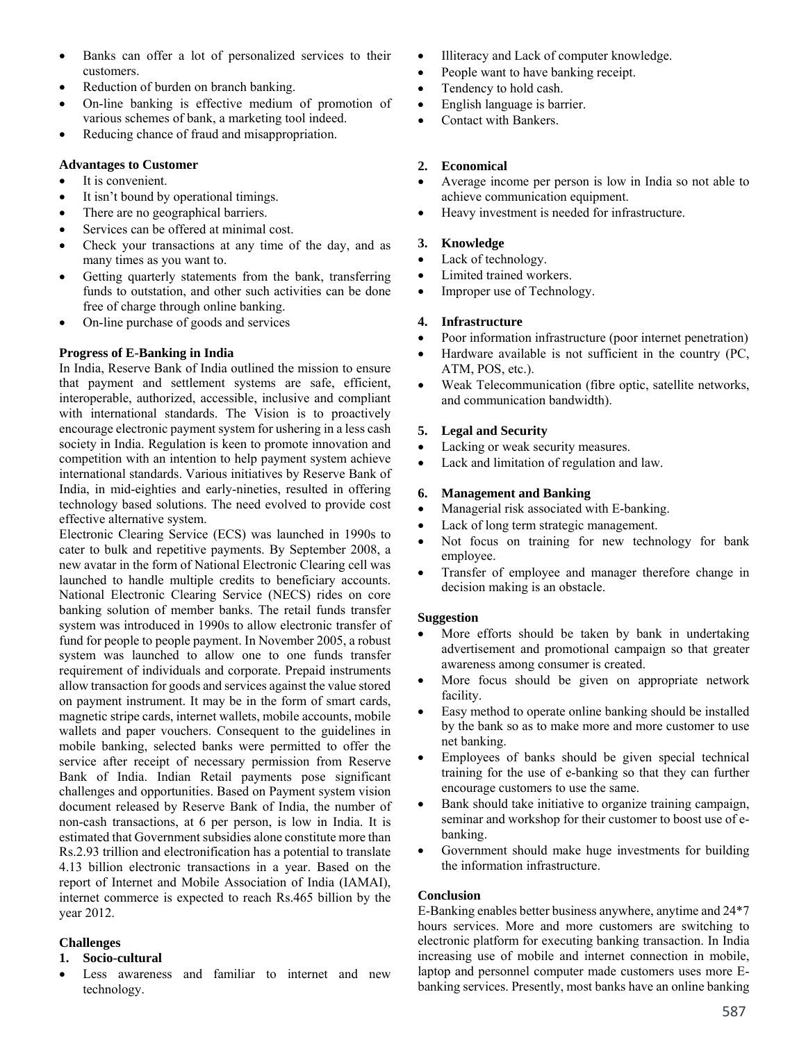- Banks can offer a lot of personalized services to their customers.
- Reduction of burden on branch banking.
- On-line banking is effective medium of promotion of various schemes of bank, a marketing tool indeed.
- Reducing chance of fraud and misappropriation.

**Advantages to Customer**

- It is convenient.
- It isn't bound by operational timings.
- There are no geographical barriers.
- Services can be offered at minimal cost.
- Check your transactions at any time of the day, and as many times as you want to.
- Getting quarterly statements from the bank, transferring funds to outstation, and other such activities can be done free of charge through online banking.
- On-line purchase of goods and services

**Progress of E-Banking in India**

In India, Reserve Bank of India outlined the mission to ensure that payment and settlement systems are safe, efficient, interoperable, authorized, accessible, inclusive and compliant with international standards. The Vision is to proactively encourage electronic payment system for ushering in a less cash society in India. Regulation is keen to promote innovation and competition with an intention to help payment system achieve international standards. Various initiatives by Reserve Bank of India, in mid-eighties and early-nineties, resulted in offering technology based solutions. The need evolved to provide cost effective alternative system.

Electronic Clearing Service (ECS) was launched in 1990s to cater to bulk and repetitive payments. By September 2008, a new avatar in the form of National Electronic Clearing cell was launched to handle multiple credits to beneficiary accounts. National Electronic Clearing Service (NECS) rides on core banking solution of member banks. The retail funds transfer system was introduced in 1990s to allow electronic transfer of fund for people to people payment. In November 2005, a robust system was launched to allow one to one funds transfer requirement of individuals and corporate. Prepaid instruments allow transaction for goods and services against the value stored on payment instrument. It may be in the form of smart cards, magnetic stripe cards, internet wallets, mobile accounts, mobile wallets and paper vouchers. Consequent to the guidelines in mobile banking, selected banks were permitted to offer the service after receipt of necessary permission from Reserve Bank of India. Indian Retail payments pose significant challenges and opportunities. Based on Payment system vision document released by Reserve Bank of India, the number of non-cash transactions, at 6 per person, is low in India. It is estimated that Government subsidies alone constitute more than Rs.2.93 trillion and electronification has a potential to translate 4.13 billion electronic transactions in a year. Based on the report of Internet and Mobile Association of India (IAMAI), internet commerce is expected to reach Rs.465 billion by the year 2012.

**Challenges**

**1. Socio-cultural**

- Less awareness and familiar to internet and new technology.
- Illiteracy and Lack of computer knowledge.
- People want to have banking receipt.
- Tendency to hold cash.
- English language is barrier.
- Contact with Bankers.

**2. Economical**

- Average income per person is low in India so not able to achieve communication equipment.
- Heavy investment is needed for infrastructure.

**3. Knowledge**

- Lack of technology.
- Limited trained workers.
- Improper use of Technology.

**4. Infrastructure**

- Poor information infrastructure (poor internet penetration)
- Hardware available is not sufficient in the country (PC, ATM, POS, etc.).
- Weak Telecommunication (fibre optic, satellite networks, and communication bandwidth).

**5. Legal and Security**

- Lacking or weak security measures.
- Lack and limitation of regulation and law.

**6. Management and Banking**

- Managerial risk associated with E-banking.
- Lack of long term strategic management.
- Not focus on training for new technology for bank employee.
- Transfer of employee and manager therefore change in decision making is an obstacle.

**Suggestion**

- More efforts should be taken by bank in undertaking advertisement and promotional campaign so that greater awareness among consumer is created.
- More focus should be given on appropriate network facility.
- Easy method to operate online banking should be installed by the bank so as to make more and more customer to use net banking.
- Employees of banks should be given special technical training for the use of e-banking so that they can further encourage customers to use the same.
- Bank should take initiative to organize training campaign, seminar and workshop for their customer to boost use of e-banking.
- Government should make huge investments for building the information infrastructure.

**Conclusion**

E-Banking enables better business anywhere, anytime and 24*7 hours services. More and more customers are switching to electronic platform for executing banking transaction. In India increasing use of mobile and internet connection in mobile, laptop and personnel computer made customers uses more E-banking services. Presently, most banks have an online banking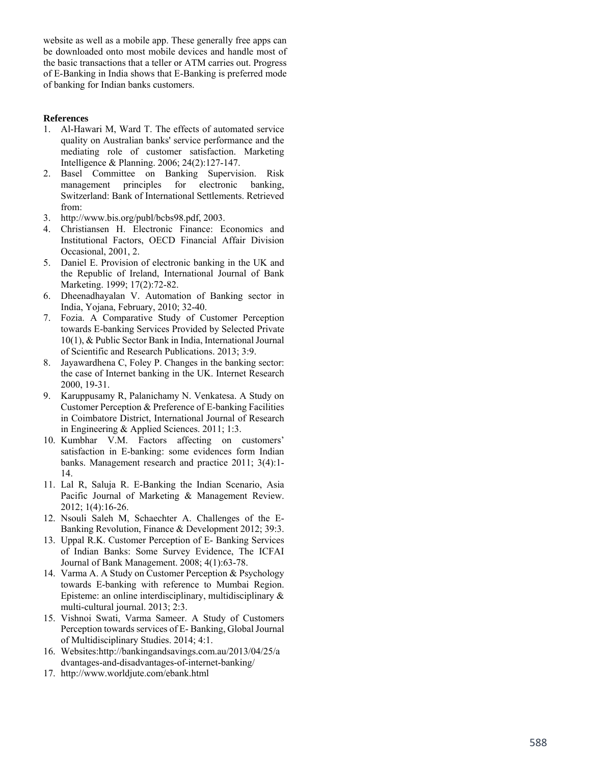website as well as a mobile app. These generally free apps can be downloaded onto most mobile devices and handle most of the basic transactions that a teller or ATM carries out. Progress of E-Banking in India shows that E-Banking is preferred mode of banking for Indian banks customers.

## References

1. Al-Hawari M, Ward T. The effects of automated service quality on Australian banks' service performance and the mediating role of customer satisfaction. Marketing Intelligence & Planning. 2006; 24(2):127-147.
2. Basel Committee on Banking Supervision. Risk management principles for electronic banking, Switzerland: Bank of International Settlements. Retrieved from:
3. http://www.bis.org/publ/bcbs98.pdf, 2003.
4. Christiansen H. Electronic Finance: Economics and Institutional Factors, OECD Financial Affair Division Occasional, 2001, 2.
5. Daniel E. Provision of electronic banking in the UK and the Republic of Ireland, International Journal of Bank Marketing. 1999; 17(2):72-82.
6. Dheenadhayalan V. Automation of Banking sector in India, Yojana, February, 2010; 32-40.
7. Fozia. A Comparative Study of Customer Perception towards E-banking Services Provided by Selected Private 10(1), & Public Sector Bank in India, International Journal of Scientific and Research Publications. 2013; 3:9.
8. Jayawardhena C, Foley P. Changes in the banking sector: the case of Internet banking in the UK. Internet Research 2000, 19-31.
9. Karuppusamy R, Palanichamy N. Venkatesa. A Study on Customer Perception & Preference of E-banking Facilities in Coimbatore District, International Journal of Research in Engineering & Applied Sciences. 2011; 1:3.
10. Kumbhar V.M. Factors affecting on customers' satisfaction in E-banking: some evidences form Indian banks. Management research and practice 2011; 3(4):1-14.
11. Lal R, Saluja R. E-Banking the Indian Scenario, Asia Pacific Journal of Marketing & Management Review. 2012; 1(4):16-26.
12. Nsouli Saleh M, Schaechter A. Challenges of the E-Banking Revolution, Finance & Development 2012; 39:3.
13. Uppal R.K. Customer Perception of E- Banking Services of Indian Banks: Some Survey Evidence, The ICFAI Journal of Bank Management. 2008; 4(1):63-78.
14. Varma A. A Study on Customer Perception & Psychology towards E-banking with reference to Mumbai Region. Episteme: an online interdisciplinary, multidisciplinary & multi-cultural journal. 2013; 2:3.
15. Vishnoi Swati, Varma Sameer. A Study of Customers Perception towards services of E- Banking, Global Journal of Multidisciplinary Studies. 2014; 4:1.
16. Websites:http://bankingandsavings.com.au/2013/04/25/advantages-and-disadvantages-of-internet-banking/
17. http://www.worldjute.com/ebank.html